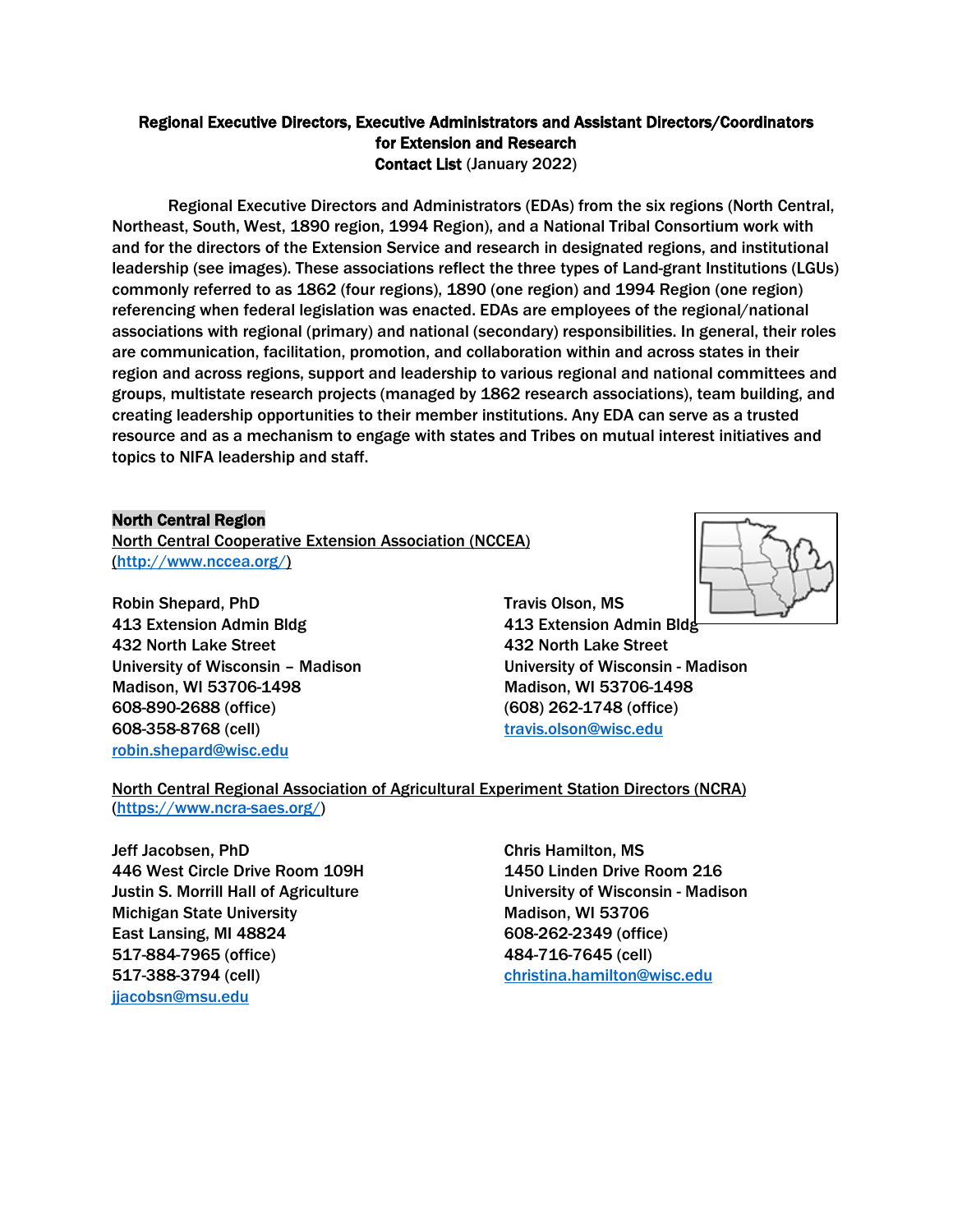**Regional Executive Directors, Executive Administrators and Assistant Directors/Coordinators for Extension and Research**
**Contact List** (January 2022)

Regional Executive Directors and Administrators (EDAs) from the six regions (North Central, Northeast, South, West, 1890 region, 1994 Region), and a National Tribal Consortium work with and for the directors of the Extension Service and research in designated regions, and institutional leadership (see images). These associations reflect the three types of Land-grant Institutions (LGUs) commonly referred to as 1862 (four regions), 1890 (one region) and 1994 Region (one region) referencing when federal legislation was enacted. EDAs are employees of the regional/national associations with regional (primary) and national (secondary) responsibilities. In general, their roles are communication, facilitation, promotion, and collaboration within and across states in their region and across regions, support and leadership to various regional and national committees and groups, multistate research projects (managed by 1862 research associations), team building, and creating leadership opportunities to their member institutions. Any EDA can serve as a trusted resource and as a mechanism to engage with states and Tribes on mutual interest initiatives and topics to NIFA leadership and staff.

**North Central Region**

North Central Cooperative Extension Association (NCCEA)
(http://www.nccea.org/)

Robin Shepard, PhD
413 Extension Admin Bldg
432 North Lake Street
University of Wisconsin – Madison
Madison, WI 53706-1498
608-890-2688 (office)
608-358-8768 (cell)
robin.shepard@wisc.edu

Travis Olson, MS
413 Extension Admin Bldg
432 North Lake Street
University of Wisconsin - Madison
Madison, WI 53706-1498
(608) 262-1748 (office)
travis.olson@wisc.edu

North Central Regional Association of Agricultural Experiment Station Directors (NCRA)
(https://www.ncra-saes.org/)

Jeff Jacobsen, PhD
446 West Circle Drive Room 109H
Justin S. Morrill Hall of Agriculture
Michigan State University
East Lansing, MI 48824
517-884-7965 (office)
517-388-3794 (cell)
jjacobsn@msu.edu

Chris Hamilton, MS
1450 Linden Drive Room 216
University of Wisconsin - Madison
Madison, WI 53706
608-262-2349 (office)
484-716-7645 (cell)
christina.hamilton@wisc.edu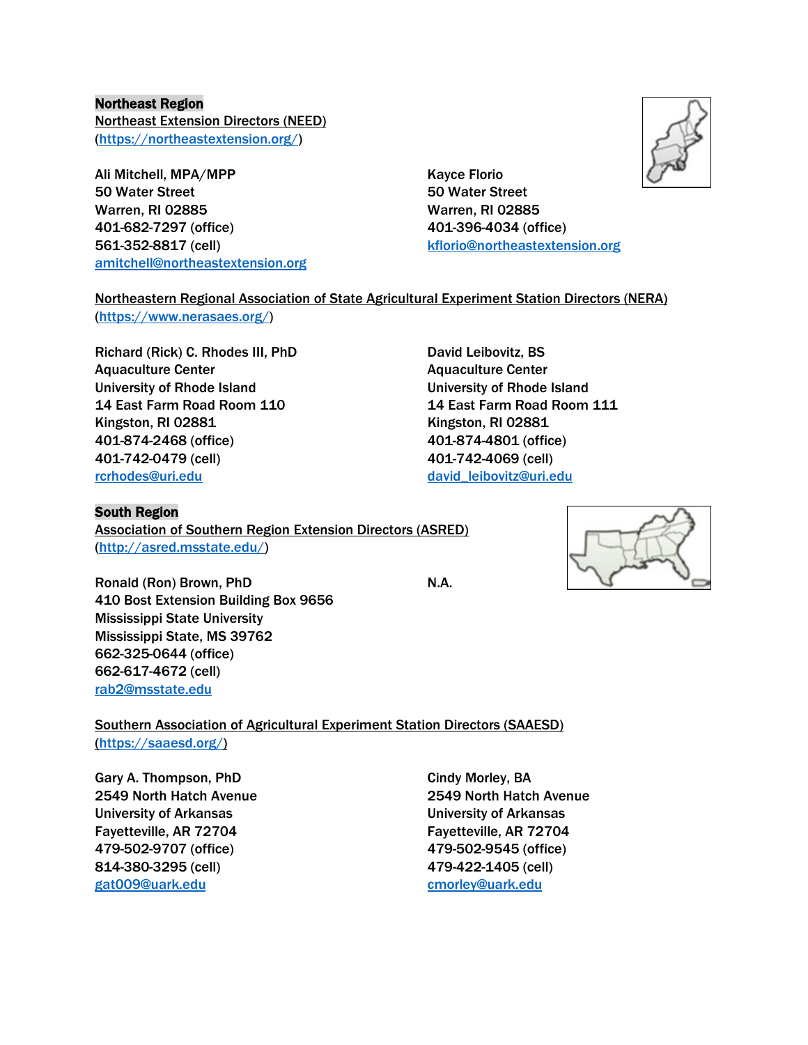**Northeast Region**

Northeast Extension Directors (NEED)
(https://northeastextension.org/)

Ali Mitchell, MPA/MPP
50 Water Street
Warren, RI 02885
401-682-7297 (office)
561-352-8817 (cell)
amitchell@northeastextension.org

Kayce Florio
50 Water Street
Warren, RI 02885
401-396-4034 (office)
kflorio@northeastextension.org

Northeastern Regional Association of State Agricultural Experiment Station Directors (NERA)
(https://www.nerasaes.org/)

Richard (Rick) C. Rhodes III, PhD
Aquaculture Center
University of Rhode Island
14 East Farm Road Room 110
Kingston, RI 02881
401-874-2468 (office)
401-742-0479 (cell)
rcrhodes@uri.edu

David Leibovitz, BS
Aquaculture Center
University of Rhode Island
14 East Farm Road Room 111
Kingston, RI 02881
401-874-4801 (office)
401-742-4069 (cell)
david_leibovitz@uri.edu

**South Region**

Association of Southern Region Extension Directors (ASRED)
(http://asred.msstate.edu/)

Ronald (Ron) Brown, PhD
410 Bost Extension Building Box 9656
Mississippi State University
Mississippi State, MS 39762
662-325-0644 (office)
662-617-4672 (cell)
rab2@msstate.edu

N.A.

Southern Association of Agricultural Experiment Station Directors (SAAESD)
(https://saaesd.org/)

Gary A. Thompson, PhD
2549 North Hatch Avenue
University of Arkansas
Fayetteville, AR 72704
479-502-9707 (office)
814-380-3295 (cell)
gat009@uark.edu

Cindy Morley, BA
2549 North Hatch Avenue
University of Arkansas
Fayetteville, AR 72704
479-502-9545 (office)
479-422-1405 (cell)
cmorley@uark.edu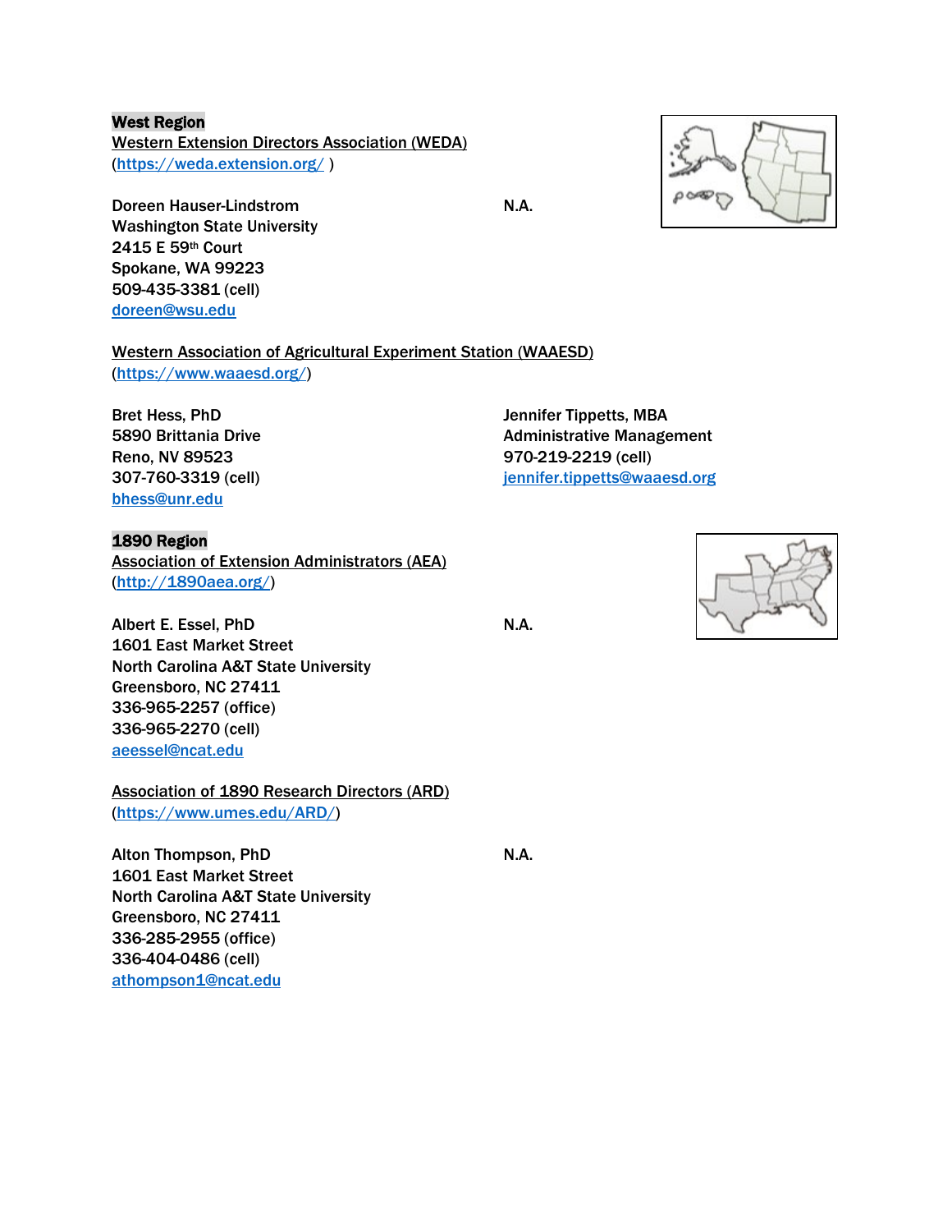**West Region**

Western Extension Directors Association (WEDA)
(https://weda.extension.org/ )

Doreen Hauser-Lindstrom
Washington State University
2415 E 59th Court
Spokane, WA 99223
509-435-3381 (cell)
doreen@wsu.edu

N.A.

Western Association of Agricultural Experiment Station (WAAESD)
(https://www.waaesd.org/)

Bret Hess, PhD
5890 Brittania Drive
Reno, NV 89523
307-760-3319 (cell)
bhess@unr.edu

Jennifer Tippetts, MBA
Administrative Management
970-219-2219 (cell)
jennifer.tippetts@waaesd.org

**1890 Region**

Association of Extension Administrators (AEA)
(http://1890aea.org/)

Albert E. Essel, PhD
1601 East Market Street
North Carolina A&T State University
Greensboro, NC 27411
336-965-2257 (office)
336-965-2270 (cell)
aeessel@ncat.edu

N.A.

Association of 1890 Research Directors (ARD)
(https://www.umes.edu/ARD/)

Alton Thompson, PhD
1601 East Market Street
North Carolina A&T State University
Greensboro, NC 27411
336-285-2955 (office)
336-404-0486 (cell)
athompson1@ncat.edu

N.A.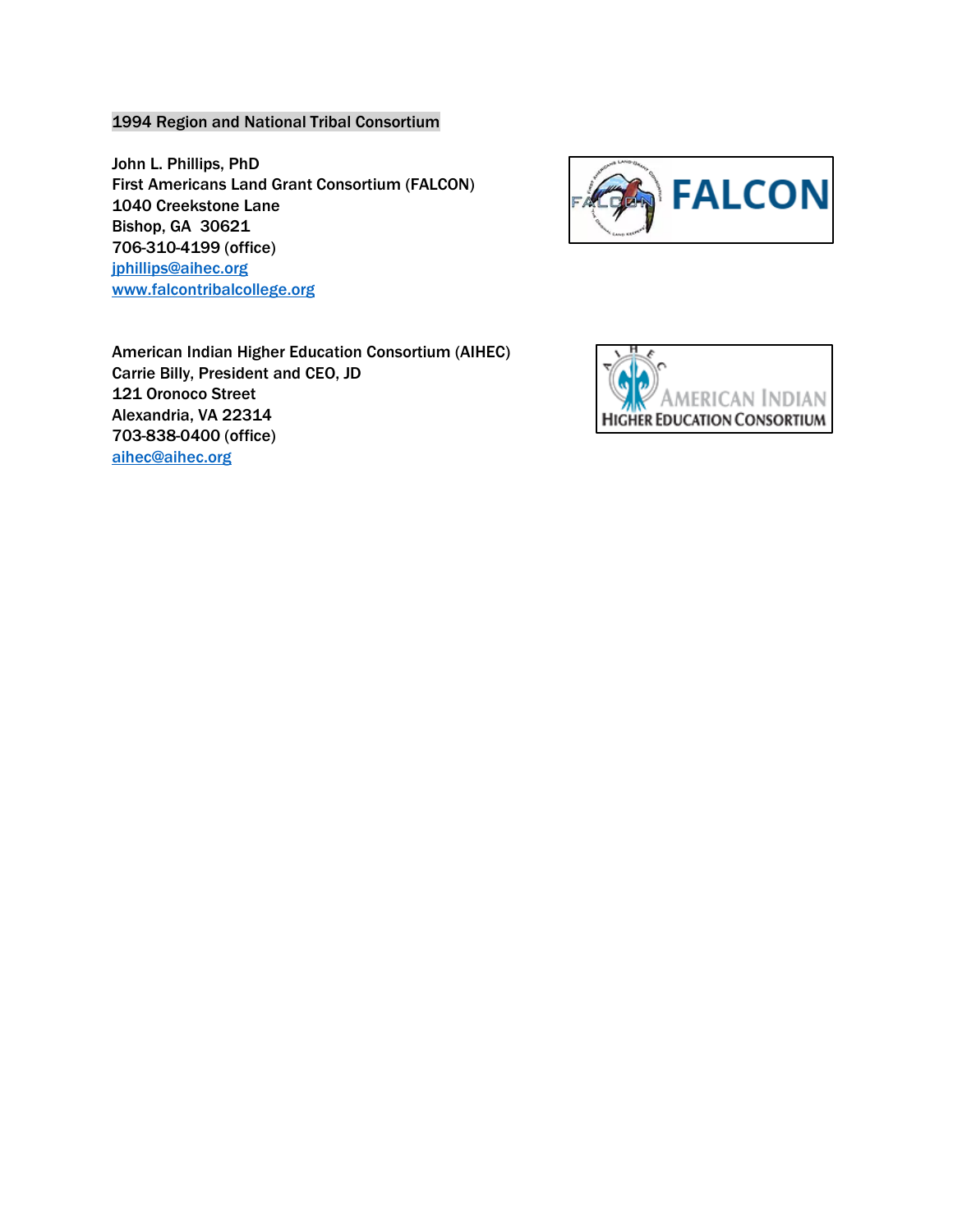1994 Region and National Tribal Consortium

John L. Phillips, PhD
First Americans Land Grant Consortium (FALCON)
1040 Creekstone Lane
Bishop, GA 30621
706-310-4199 (office)
jphillips@aihec.org
www.falcontribalcollege.org

American Indian Higher Education Consortium (AIHEC)
Carrie Billy, President and CEO, JD
121 Oronoco Street
Alexandria, VA 22314
703-838-0400 (office)
aihec@aihec.org